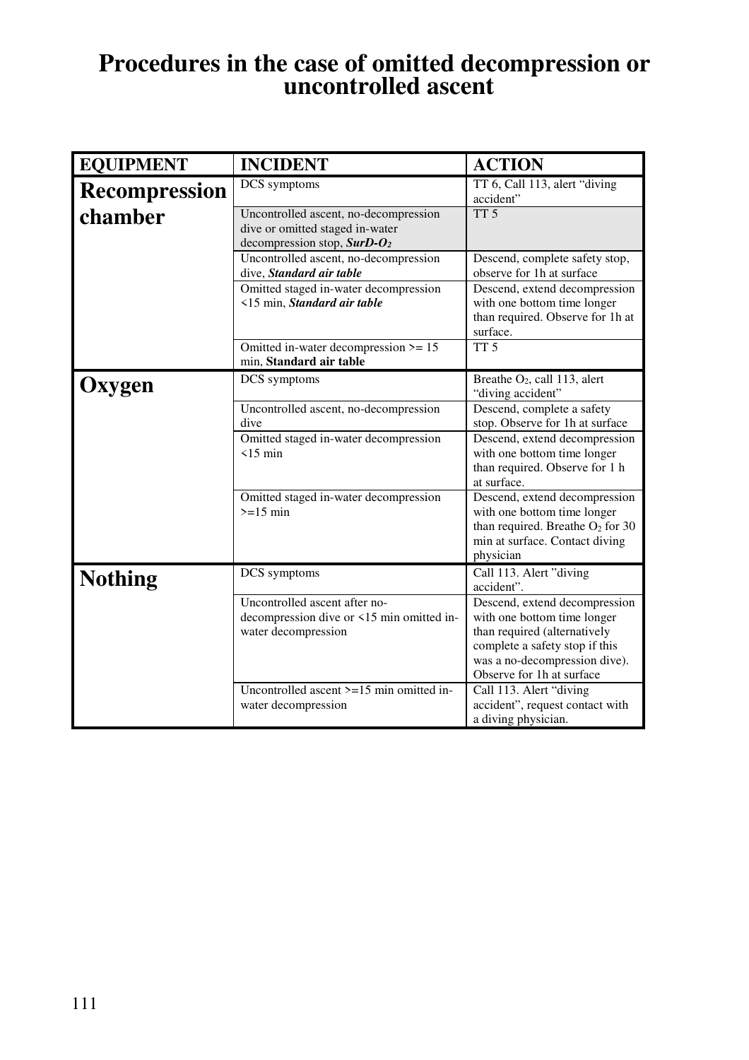# Procedures in the case of omitted decompression or uncontrolled ascent

| EQUIPMENT | INCIDENT | ACTION |
|---|---|---|
| **Recompression chamber** | DCS symptoms | TT 6, Call 113, alert "diving accident" |
| | Uncontrolled ascent, no-decompression dive or omitted staged in-water decompression stop, ***SurD-$O_2$*** | TT 5 |
| | Uncontrolled ascent, no-decompression dive, ***Standard air table*** | Descend, complete safety stop, observe for 1h at surface |
| | Omitted staged in-water decompression <15 min, ***Standard air table*** | Descend, extend decompression with one bottom time longer than required. Observe for 1h at surface. |
| | Omitted in-water decompression >= 15 min, **Standard air table** | TT 5 |
| **Oxygen** | DCS symptoms | Breathe $O_2$, call 113, alert "diving accident" |
| | Uncontrolled ascent, no-decompression dive | Descend, complete a safety stop. Observe for 1h at surface |
| | Omitted staged in-water decompression <15 min | Descend, extend decompression with one bottom time longer than required. Observe for 1 h at surface. |
| | Omitted staged in-water decompression >=15 min | Descend, extend decompression with one bottom time longer than required. Breathe $O_2$ for 30 min at surface. Contact diving physician |
| **Nothing** | DCS symptoms | Call 113. Alert "diving accident". |
| | Uncontrolled ascent after no-decompression dive or <15 min omitted in-water decompression | Descend, extend decompression with one bottom time longer than required (alternatively complete a safety stop if this was a no-decompression dive). Observe for 1h at surface |
| | Uncontrolled ascent >=15 min omitted in-water decompression | Call 113. Alert "diving accident", request contact with a diving physician. |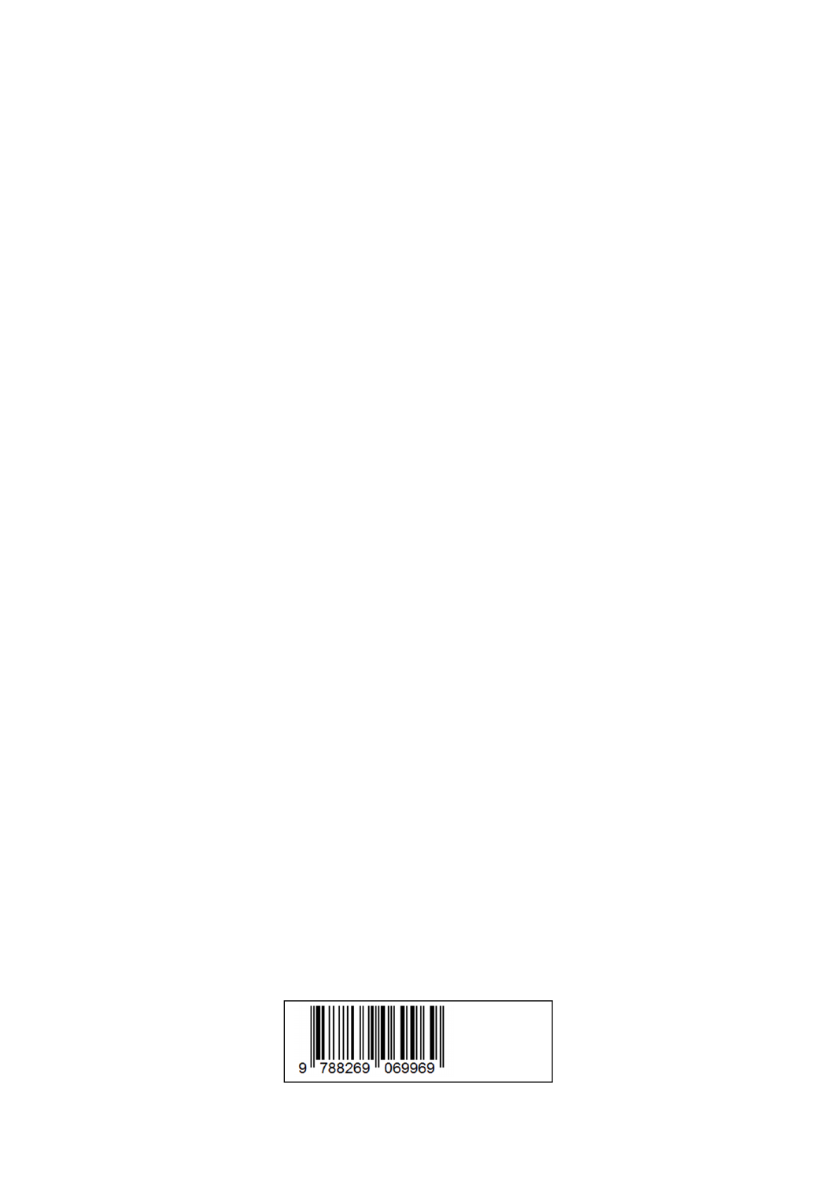9 788269 069969